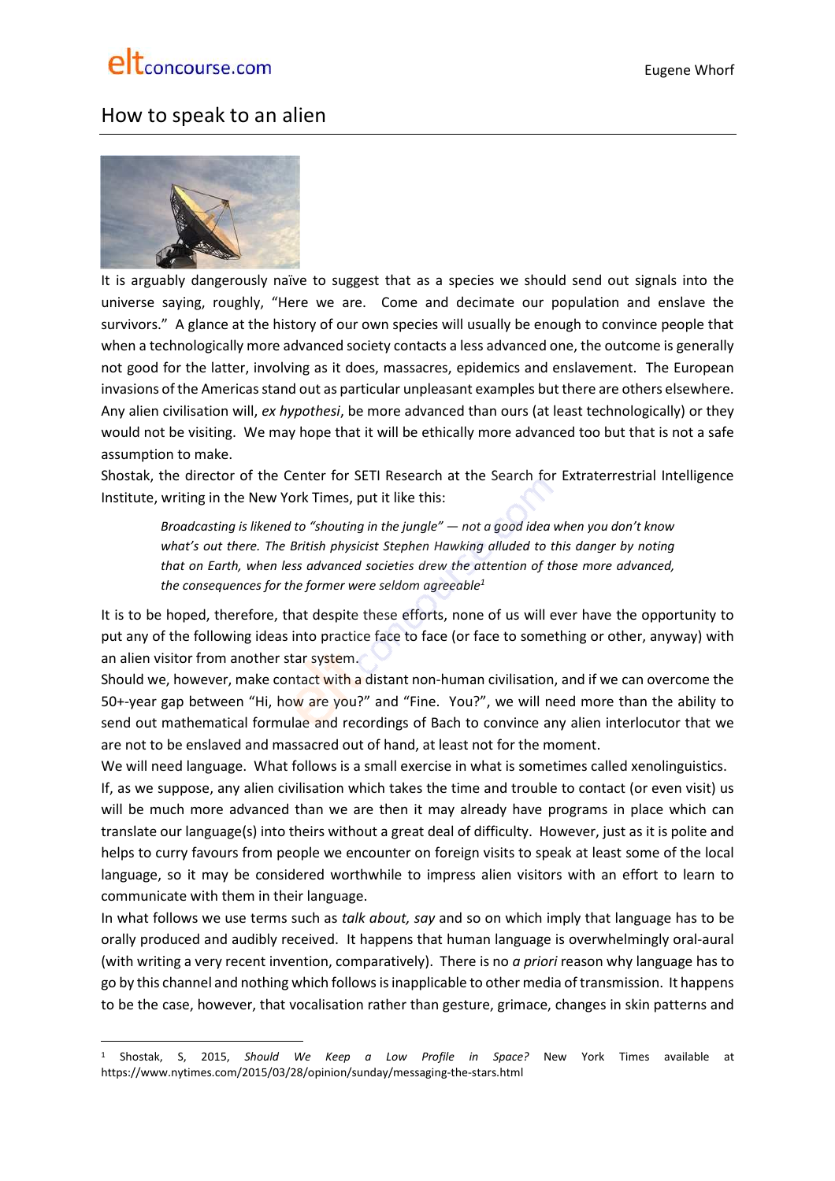# How to speak to an alien

It is arguably dangerously naïve to suggest that as a species we should send out signals into the universe saying, roughly, "Here we are. Come and decimate our population and enslave the survivors." A glance at the history of our own species will usually be enough to convince people that when a technologically more advanced society contacts a less advanced one, the outcome is generally not good for the latter, involving as it does, massacres, epidemics and enslavement. The European invasions of the Americas stand out as particular unpleasant examples but there are others elsewhere. Any alien civilisation will, *ex hypothesi*, be more advanced than ours (at least technologically) or they would not be visiting. We may hope that it will be ethically more advanced too but that is not a safe assumption to make.

Shostak, the director of the Center for SETI Research at the Search for Extraterrestrial Intelligence Institute, writing in the New York Times, put it like this:

> *Broadcasting is likened to "shouting in the jungle" — not a good idea when you don't know what's out there. The British physicist Stephen Hawking alluded to this danger by noting that on Earth, when less advanced societies drew the attention of those more advanced, the consequences for the former were seldom agreeable*[1]

It is to be hoped, therefore, that despite these efforts, none of us will ever have the opportunity to put any of the following ideas into practice face to face (or face to something or other, anyway) with an alien visitor from another star system.

Should we, however, make contact with a distant non-human civilisation, and if we can overcome the 50+-year gap between "Hi, how are you?" and "Fine. You?", we will need more than the ability to send out mathematical formulae and recordings of Bach to convince any alien interlocutor that we are not to be enslaved and massacred out of hand, at least not for the moment.

We will need language. What follows is a small exercise in what is sometimes called xenolinguistics.

If, as we suppose, any alien civilisation which takes the time and trouble to contact (or even visit) us will be much more advanced than we are then it may already have programs in place which can translate our language(s) into theirs without a great deal of difficulty. However, just as it is polite and helps to curry favours from people we encounter on foreign visits to speak at least some of the local language, so it may be considered worthwhile to impress alien visitors with an effort to learn to communicate with them in their language.

In what follows we use terms such as *talk about, say* and so on which imply that language has to be orally produced and audibly received. It happens that human language is overwhelmingly oral-aural (with writing a very recent invention, comparatively). There is no *a priori* reason why language has to go by this channel and nothing which follows is inapplicable to other media of transmission. It happens to be the case, however, that vocalisation rather than gesture, grimace, changes in skin patterns and

---

[1] Shostak, S, 2015, *Should We Keep a Low Profile in Space?* New York Times available at https://www.nytimes.com/2015/03/28/opinion/sunday/messaging-the-stars.html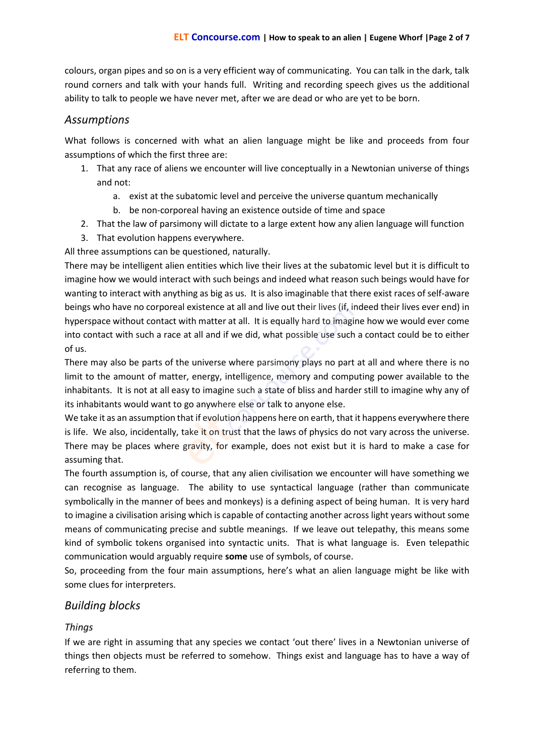colours, organ pipes and so on is a very efficient way of communicating. You can talk in the dark, talk round corners and talk with your hands full. Writing and recording speech gives us the additional ability to talk to people we have never met, after we are dead or who are yet to be born.

## *Assumptions*

What follows is concerned with what an alien language might be like and proceeds from four assumptions of which the first three are:

1. That any race of aliens we encounter will live conceptually in a Newtonian universe of things and not:
    a. exist at the subatomic level and perceive the universe quantum mechanically
    b. be non-corporeal having an existence outside of time and space
2. That the law of parsimony will dictate to a large extent how any alien language will function
3. That evolution happens everywhere.

All three assumptions can be questioned, naturally.

There may be intelligent alien entities which live their lives at the subatomic level but it is difficult to imagine how we would interact with such beings and indeed what reason such beings would have for wanting to interact with anything as big as us. It is also imaginable that there exist races of self-aware beings who have no corporeal existence at all and live out their lives (if, indeed their lives ever end) in hyperspace without contact with matter at all. It is equally hard to imagine how we would ever come into contact with such a race at all and if we did, what possible use such a contact could be to either of us.

There may also be parts of the universe where parsimony plays no part at all and where there is no limit to the amount of matter, energy, intelligence, memory and computing power available to the inhabitants. It is not at all easy to imagine such a state of bliss and harder still to imagine why any of its inhabitants would want to go anywhere else or talk to anyone else.

We take it as an assumption that if evolution happens here on earth, that it happens everywhere there is life. We also, incidentally, take it on trust that the laws of physics do not vary across the universe. There may be places where gravity, for example, does not exist but it is hard to make a case for assuming that.

The fourth assumption is, of course, that any alien civilisation we encounter will have something we can recognise as language. The ability to use syntactical language (rather than communicate symbolically in the manner of bees and monkeys) is a defining aspect of being human. It is very hard to imagine a civilisation arising which is capable of contacting another across light years without some means of communicating precise and subtle meanings. If we leave out telepathy, this means some kind of symbolic tokens organised into syntactic units. That is what language is. Even telepathic communication would arguably require **some** use of symbols, of course.

So, proceeding from the four main assumptions, here's what an alien language might be like with some clues for interpreters.

## *Building blocks*

### *Things*

If we are right in assuming that any species we contact 'out there' lives in a Newtonian universe of things then objects must be referred to somehow. Things exist and language has to have a way of referring to them.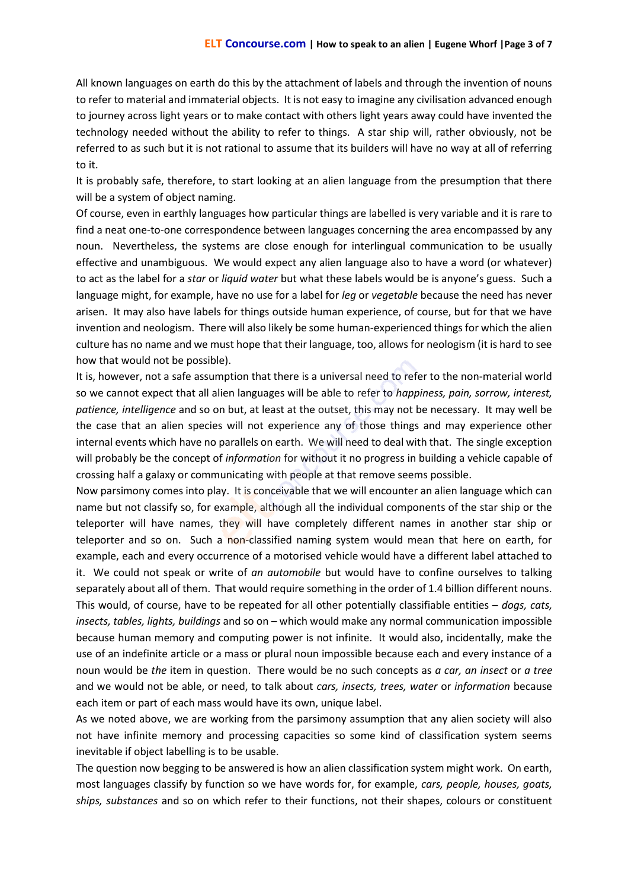All known languages on earth do this by the attachment of labels and through the invention of nouns to refer to material and immaterial objects. It is not easy to imagine any civilisation advanced enough to journey across light years or to make contact with others light years away could have invented the technology needed without the ability to refer to things. A star ship will, rather obviously, not be referred to as such but it is not rational to assume that its builders will have no way at all of referring to it.

It is probably safe, therefore, to start looking at an alien language from the presumption that there will be a system of object naming.

Of course, even in earthly languages how particular things are labelled is very variable and it is rare to find a neat one-to-one correspondence between languages concerning the area encompassed by any noun. Nevertheless, the systems are close enough for interlingual communication to be usually effective and unambiguous. We would expect any alien language also to have a word (or whatever) to act as the label for a *star* or *liquid water* but what these labels would be is anyone's guess. Such a language might, for example, have no use for a label for *leg* or *vegetable* because the need has never arisen. It may also have labels for things outside human experience, of course, but for that we have invention and neologism. There will also likely be some human-experienced things for which the alien culture has no name and we must hope that their language, too, allows for neologism (it is hard to see how that would not be possible).

It is, however, not a safe assumption that there is a universal need to refer to the non-material world so we cannot expect that all alien languages will be able to refer to *happiness, pain, sorrow, interest, patience, intelligence* and so on but, at least at the outset, this may not be necessary. It may well be the case that an alien species will not experience any of those things and may experience other internal events which have no parallels on earth. We will need to deal with that. The single exception will probably be the concept of *information* for without it no progress in building a vehicle capable of crossing half a galaxy or communicating with people at that remove seems possible.

Now parsimony comes into play. It is conceivable that we will encounter an alien language which can name but not classify so, for example, although all the individual components of the star ship or the teleporter will have names, they will have completely different names in another star ship or teleporter and so on. Such a non-classified naming system would mean that here on earth, for example, each and every occurrence of a motorised vehicle would have a different label attached to it. We could not speak or write of *an automobile* but would have to confine ourselves to talking separately about all of them. That would require something in the order of 1.4 billion different nouns. This would, of course, have to be repeated for all other potentially classifiable entities – *dogs, cats, insects, tables, lights, buildings* and so on – which would make any normal communication impossible because human memory and computing power is not infinite. It would also, incidentally, make the use of an indefinite article or a mass or plural noun impossible because each and every instance of a noun would be *the* item in question. There would be no such concepts as *a car, an insect* or *a tree* and we would not be able, or need, to talk about *cars, insects, trees, water* or *information* because each item or part of each mass would have its own, unique label.

As we noted above, we are working from the parsimony assumption that any alien society will also not have infinite memory and processing capacities so some kind of classification system seems inevitable if object labelling is to be usable.

The question now begging to be answered is how an alien classification system might work. On earth, most languages classify by function so we have words for, for example, *cars, people, houses, goats, ships, substances* and so on which refer to their functions, not their shapes, colours or constituent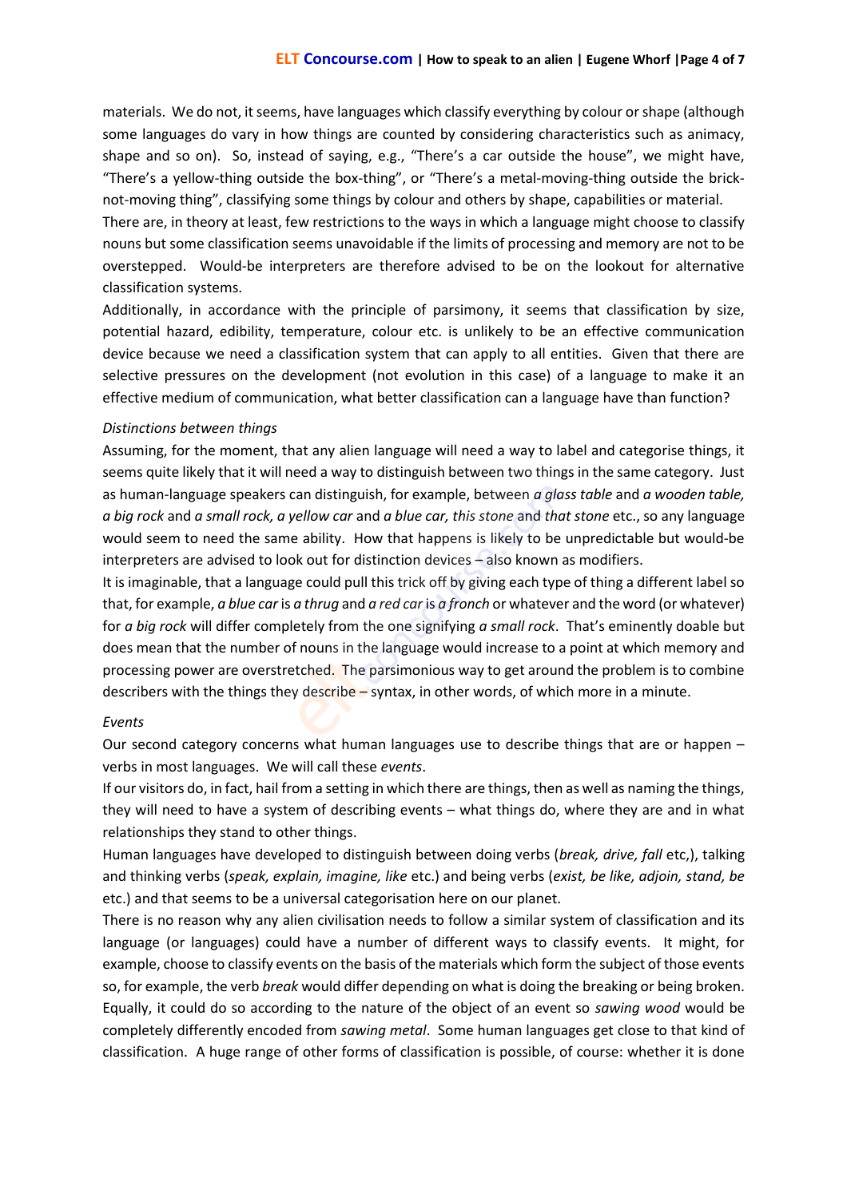materials. We do not, it seems, have languages which classify everything by colour or shape (although some languages do vary in how things are counted by considering characteristics such as animacy, shape and so on). So, instead of saying, e.g., "There's a car outside the house", we might have, "There's a yellow-thing outside the box-thing", or "There's a metal-moving-thing outside the brick-not-moving thing", classifying some things by colour and others by shape, capabilities or material.

There are, in theory at least, few restrictions to the ways in which a language might choose to classify nouns but some classification seems unavoidable if the limits of processing and memory are not to be overstepped. Would-be interpreters are therefore advised to be on the lookout for alternative classification systems.

Additionally, in accordance with the principle of parsimony, it seems that classification by size, potential hazard, edibility, temperature, colour etc. is unlikely to be an effective communication device because we need a classification system that can apply to all entities. Given that there are selective pressures on the development (not evolution in this case) of a language to make it an effective medium of communication, what better classification can a language have than function?

*Distinctions between things*

Assuming, for the moment, that any alien language will need a way to label and categorise things, it seems quite likely that it will need a way to distinguish between two things in the same category. Just as human-language speakers can distinguish, for example, between *a glass table* and *a wooden table, a big rock* and *a small rock, a yellow car* and *a blue car, this stone* and *that stone* etc., so any language would seem to need the same ability. How that happens is likely to be unpredictable but would-be interpreters are advised to look out for distinction devices – also known as modifiers.

It is imaginable, that a language could pull this trick off by giving each type of thing a different label so that, for example, *a blue car* is *a thrug* and *a red car* is *a fronch* or whatever and the word (or whatever) for *a big rock* will differ completely from the one signifying *a small rock*. That's eminently doable but does mean that the number of nouns in the language would increase to a point at which memory and processing power are overstretched. The parsimonious way to get around the problem is to combine describers with the things they describe – syntax, in other words, of which more in a minute.

*Events*

Our second category concerns what human languages use to describe things that are or happen – verbs in most languages. We will call these *events*.

If our visitors do, in fact, hail from a setting in which there are things, then as well as naming the things, they will need to have a system of describing events – what things do, where they are and in what relationships they stand to other things.

Human languages have developed to distinguish between doing verbs (*break, drive, fall* etc,), talking and thinking verbs (*speak, explain, imagine, like* etc.) and being verbs (*exist, be like, adjoin, stand, be* etc.) and that seems to be a universal categorisation here on our planet.

There is no reason why any alien civilisation needs to follow a similar system of classification and its language (or languages) could have a number of different ways to classify events. It might, for example, choose to classify events on the basis of the materials which form the subject of those events so, for example, the verb *break* would differ depending on what is doing the breaking or being broken. Equally, it could do so according to the nature of the object of an event so *sawing wood* would be completely differently encoded from *sawing metal*. Some human languages get close to that kind of classification. A huge range of other forms of classification is possible, of course: whether it is done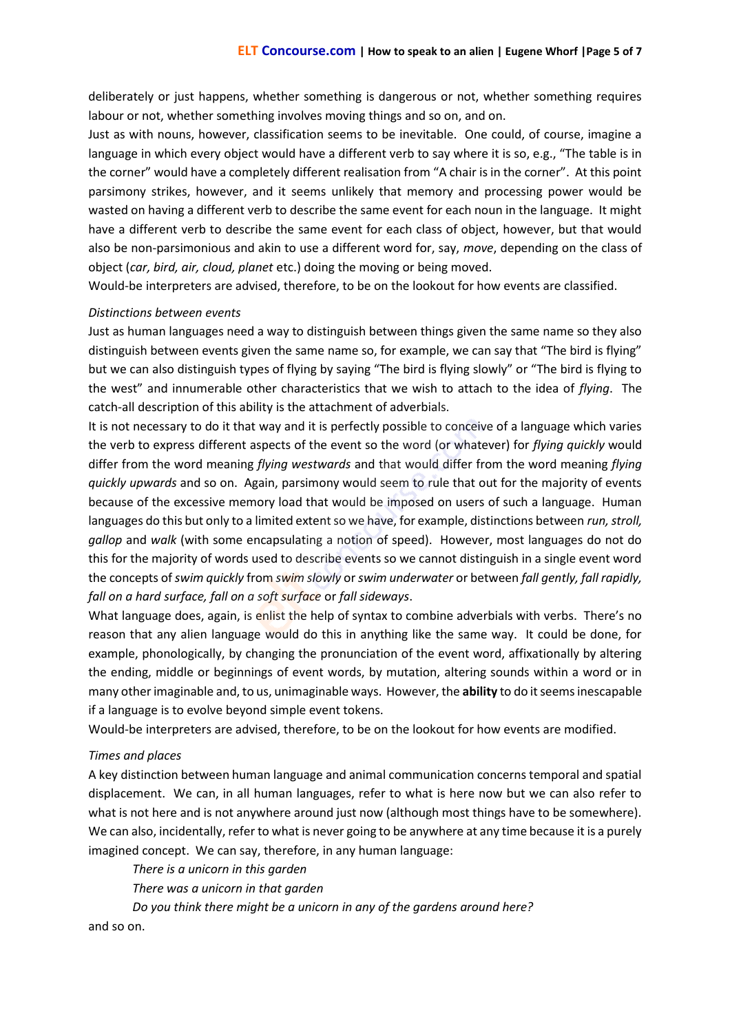deliberately or just happens, whether something is dangerous or not, whether something requires labour or not, whether something involves moving things and so on, and on.

Just as with nouns, however, classification seems to be inevitable. One could, of course, imagine a language in which every object would have a different verb to say where it is so, e.g., "The table is in the corner" would have a completely different realisation from "A chair is in the corner". At this point parsimony strikes, however, and it seems unlikely that memory and processing power would be wasted on having a different verb to describe the same event for each noun in the language. It might have a different verb to describe the same event for each class of object, however, but that would also be non-parsimonious and akin to use a different word for, say, *move*, depending on the class of object (*car, bird, air, cloud, planet* etc.) doing the moving or being moved.

Would-be interpreters are advised, therefore, to be on the lookout for how events are classified.

*Distinctions between events*

Just as human languages need a way to distinguish between things given the same name so they also distinguish between events given the same name so, for example, we can say that "The bird is flying" but we can also distinguish types of flying by saying "The bird is flying slowly" or "The bird is flying to the west" and innumerable other characteristics that we wish to attach to the idea of *flying*. The catch-all description of this ability is the attachment of adverbials.

It is not necessary to do it that way and it is perfectly possible to conceive of a language which varies the verb to express different aspects of the event so the word (or whatever) for *flying quickly* would differ from the word meaning *flying westwards* and that would differ from the word meaning *flying quickly upwards* and so on. Again, parsimony would seem to rule that out for the majority of events because of the excessive memory load that would be imposed on users of such a language. Human languages do this but only to a limited extent so we have, for example, distinctions between *run, stroll, gallop* and *walk* (with some encapsulating a notion of speed). However, most languages do not do this for the majority of words used to describe events so we cannot distinguish in a single event word the concepts of *swim quickly* from *swim slowly* or *swim underwater* or between *fall gently, fall rapidly, fall on a hard surface, fall on a soft surface* or *fall sideways*.

What language does, again, is enlist the help of syntax to combine adverbials with verbs. There's no reason that any alien language would do this in anything like the same way. It could be done, for example, phonologically, by changing the pronunciation of the event word, affixationally by altering the ending, middle or beginnings of event words, by mutation, altering sounds within a word or in many other imaginable and, to us, unimaginable ways. However, the **ability** to do it seems inescapable if a language is to evolve beyond simple event tokens.

Would-be interpreters are advised, therefore, to be on the lookout for how events are modified.

*Times and places*

A key distinction between human language and animal communication concerns temporal and spatial displacement. We can, in all human languages, refer to what is here now but we can also refer to what is not here and is not anywhere around just now (although most things have to be somewhere). We can also, incidentally, refer to what is never going to be anywhere at any time because it is a purely imagined concept. We can say, therefore, in any human language:

> *There is a unicorn in this garden*
> *There was a unicorn in that garden*
> *Do you think there might be a unicorn in any of the gardens around here?*

and so on.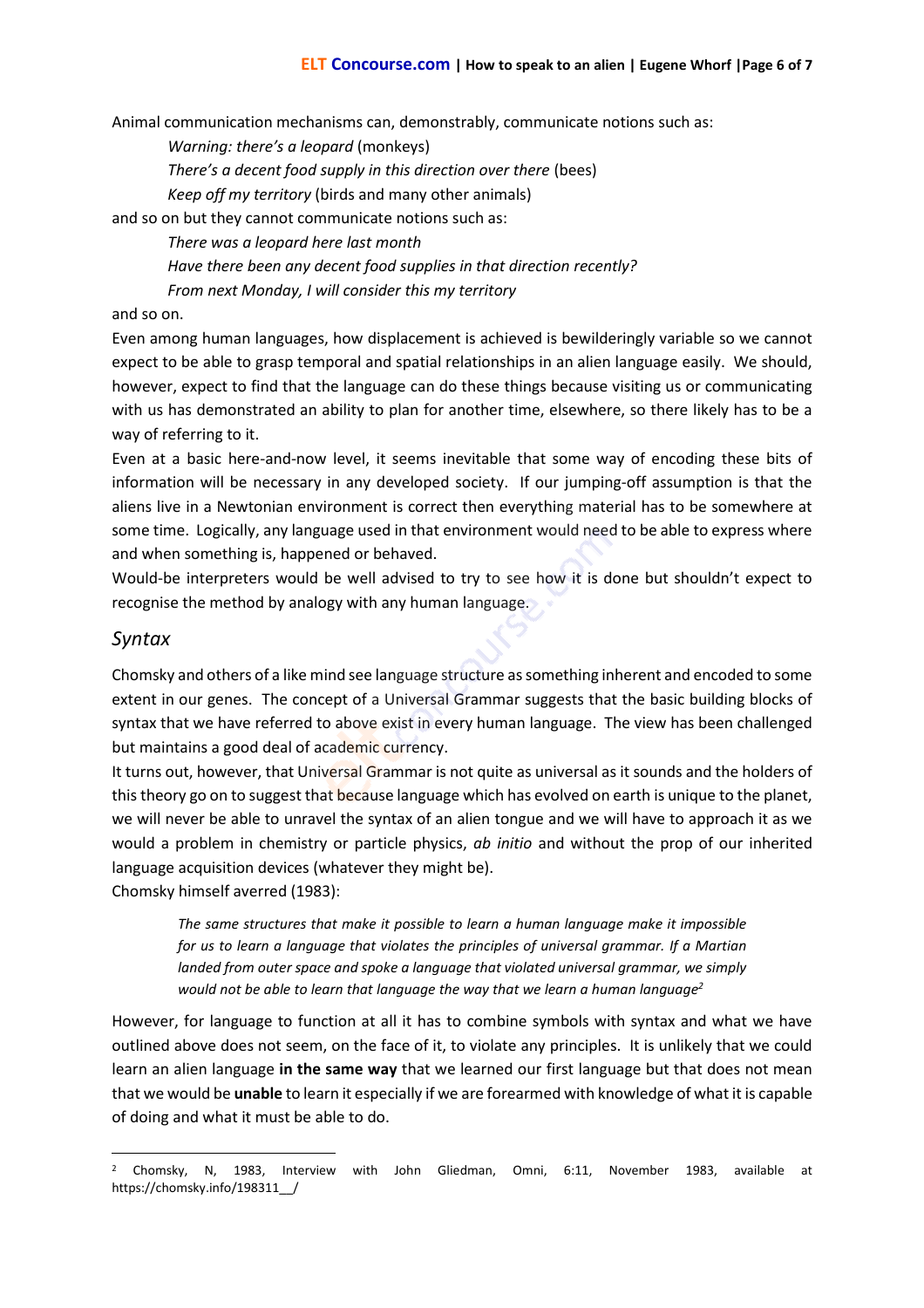Animal communication mechanisms can, demonstrably, communicate notions such as:

*Warning: there's a leopard* (monkeys)
*There's a decent food supply in this direction over there* (bees)
*Keep off my territory* (birds and many other animals)

and so on but they cannot communicate notions such as:

*There was a leopard here last month*
*Have there been any decent food supplies in that direction recently?*
*From next Monday, I will consider this my territory*

and so on.

Even among human languages, how displacement is achieved is bewilderingly variable so we cannot expect to be able to grasp temporal and spatial relationships in an alien language easily. We should, however, expect to find that the language can do these things because visiting us or communicating with us has demonstrated an ability to plan for another time, elsewhere, so there likely has to be a way of referring to it.

Even at a basic here-and-now level, it seems inevitable that some way of encoding these bits of information will be necessary in any developed society. If our jumping-off assumption is that the aliens live in a Newtonian environment is correct then everything material has to be somewhere at some time. Logically, any language used in that environment would need to be able to express where and when something is, happened or behaved.

Would-be interpreters would be well advised to try to see how it is done but shouldn't expect to recognise the method by analogy with any human language.

## *Syntax*

Chomsky and others of a like mind see language structure as something inherent and encoded to some extent in our genes. The concept of a Universal Grammar suggests that the basic building blocks of syntax that we have referred to above exist in every human language. The view has been challenged but maintains a good deal of academic currency.

It turns out, however, that Universal Grammar is not quite as universal as it sounds and the holders of this theory go on to suggest that because language which has evolved on earth is unique to the planet, we will never be able to unravel the syntax of an alien tongue and we will have to approach it as we would a problem in chemistry or particle physics, *ab initio* and without the prop of our inherited language acquisition devices (whatever they might be).

Chomsky himself averred (1983):

> *The same structures that make it possible to learn a human language make it impossible for us to learn a language that violates the principles of universal grammar. If a Martian landed from outer space and spoke a language that violated universal grammar, we simply would not be able to learn that language the way that we learn a human language*[2]

However, for language to function at all it has to combine symbols with syntax and what we have outlined above does not seem, on the face of it, to violate any principles. It is unlikely that we could learn an alien language **in the same way** that we learned our first language but that does not mean that we would be **unable** to learn it especially if we are forearmed with knowledge of what it is capable of doing and what it must be able to do.

---

[2] Chomsky, N, 1983, Interview with John Gliedman, Omni, 6:11, November 1983, available at https://chomsky.info/198311__/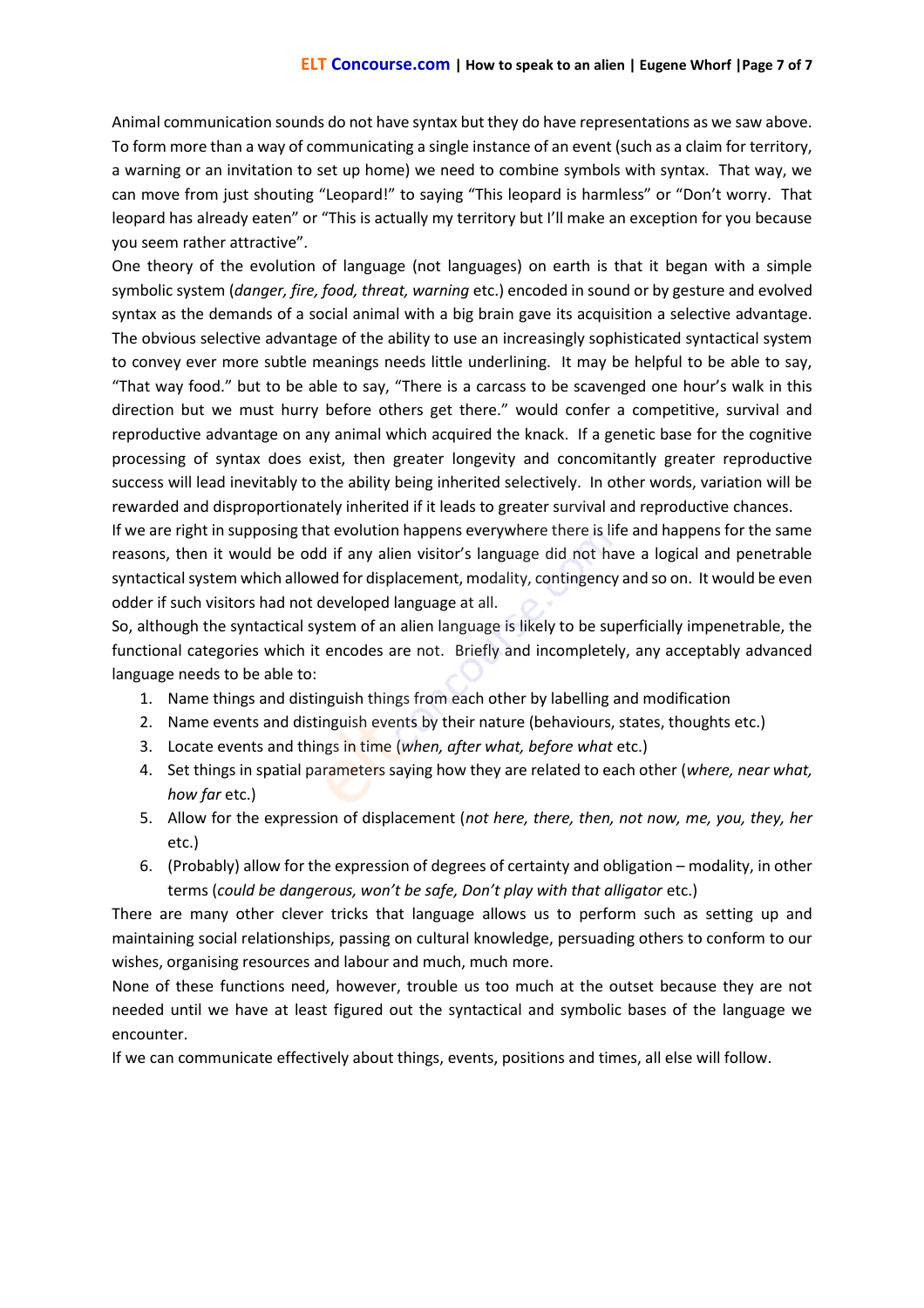Animal communication sounds do not have syntax but they do have representations as we saw above. To form more than a way of communicating a single instance of an event (such as a claim for territory, a warning or an invitation to set up home) we need to combine symbols with syntax. That way, we can move from just shouting "Leopard!" to saying "This leopard is harmless" or "Don't worry. That leopard has already eaten" or "This is actually my territory but I'll make an exception for you because you seem rather attractive".

One theory of the evolution of language (not languages) on earth is that it began with a simple symbolic system (*danger, fire, food, threat, warning* etc.) encoded in sound or by gesture and evolved syntax as the demands of a social animal with a big brain gave its acquisition a selective advantage. The obvious selective advantage of the ability to use an increasingly sophisticated syntactical system to convey ever more subtle meanings needs little underlining. It may be helpful to be able to say, "That way food." but to be able to say, "There is a carcass to be scavenged one hour's walk in this direction but we must hurry before others get there." would confer a competitive, survival and reproductive advantage on any animal which acquired the knack. If a genetic base for the cognitive processing of syntax does exist, then greater longevity and concomitantly greater reproductive success will lead inevitably to the ability being inherited selectively. In other words, variation will be rewarded and disproportionately inherited if it leads to greater survival and reproductive chances.

If we are right in supposing that evolution happens everywhere there is life and happens for the same reasons, then it would be odd if any alien visitor's language did not have a logical and penetrable syntactical system which allowed for displacement, modality, contingency and so on. It would be even odder if such visitors had not developed language at all.

So, although the syntactical system of an alien language is likely to be superficially impenetrable, the functional categories which it encodes are not. Briefly and incompletely, any acceptably advanced language needs to be able to:

1. Name things and distinguish things from each other by labelling and modification
2. Name events and distinguish events by their nature (behaviours, states, thoughts etc.)
3. Locate events and things in time (*when, after what, before what* etc.)
4. Set things in spatial parameters saying how they are related to each other (*where, near what, how far* etc.)
5. Allow for the expression of displacement (*not here, there, then, not now, me, you, they, her* etc.)
6. (Probably) allow for the expression of degrees of certainty and obligation – modality, in other terms (*could be dangerous, won't be safe, Don't play with that alligator* etc.)

There are many other clever tricks that language allows us to perform such as setting up and maintaining social relationships, passing on cultural knowledge, persuading others to conform to our wishes, organising resources and labour and much, much more.

None of these functions need, however, trouble us too much at the outset because they are not needed until we have at least figured out the syntactical and symbolic bases of the language we encounter.

If we can communicate effectively about things, events, positions and times, all else will follow.